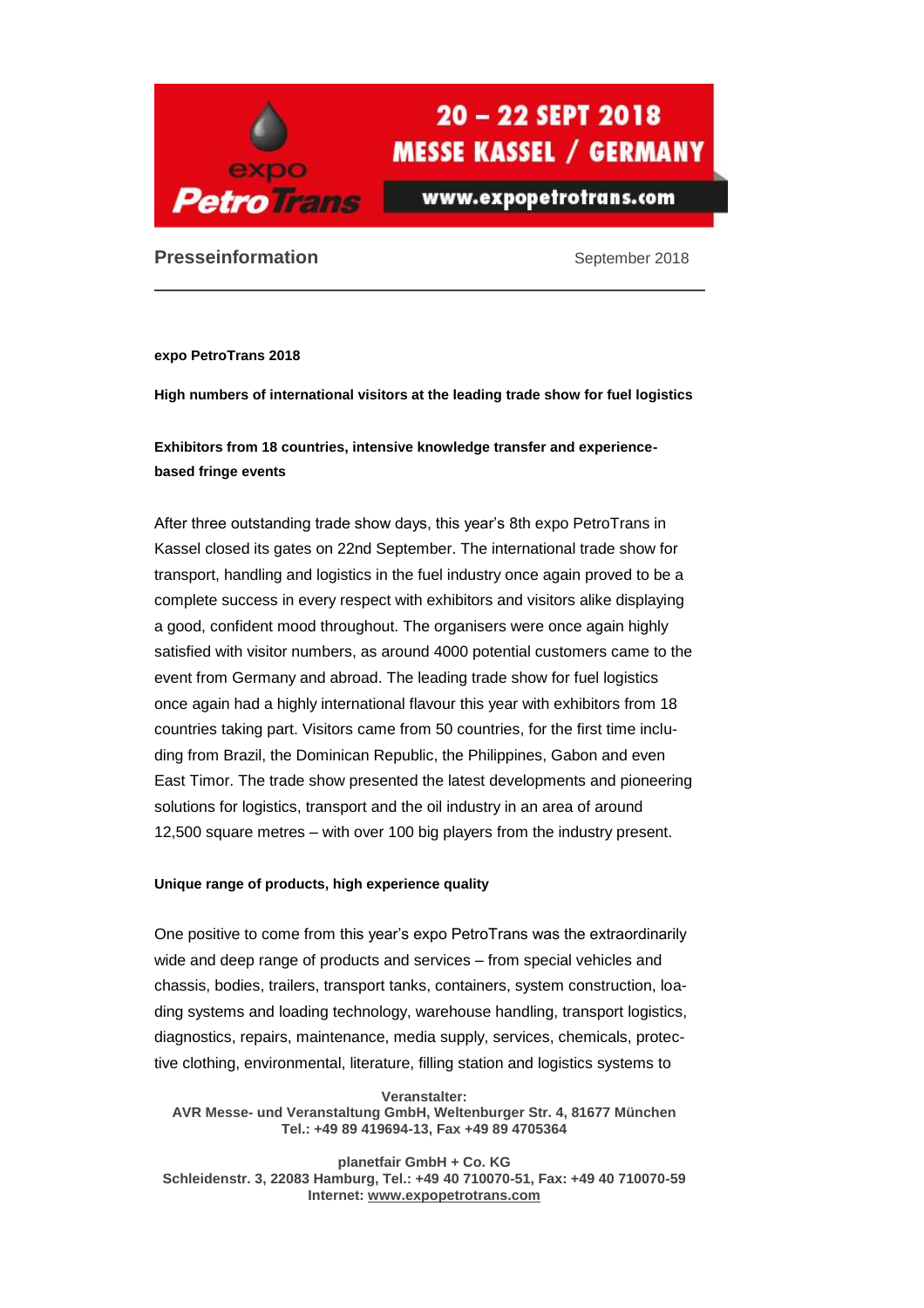20 – 22 SEPT 2018
MESSE KASSEL / GERMANY

www.expopetrotrans.com

**Presseinformation** September 2018

---

**expo PetroTrans 2018**

**High numbers of international visitors at the leading trade show for fuel logistics**

**Exhibitors from 18 countries, intensive knowledge transfer and experience-based fringe events**

After three outstanding trade show days, this year's 8th expo PetroTrans in Kassel closed its gates on 22nd September. The international trade show for transport, handling and logistics in the fuel industry once again proved to be a complete success in every respect with exhibitors and visitors alike displaying a good, confident mood throughout. The organisers were once again highly satisfied with visitor numbers, as around 4000 potential customers came to the event from Germany and abroad. The leading trade show for fuel logistics once again had a highly international flavour this year with exhibitors from 18 countries taking part. Visitors came from 50 countries, for the first time including from Brazil, the Dominican Republic, the Philippines, Gabon and even East Timor. The trade show presented the latest developments and pioneering solutions for logistics, transport and the oil industry in an area of around 12,500 square metres – with over 100 big players from the industry present.

**Unique range of products, high experience quality**

One positive to come from this year's expo PetroTrans was the extraordinarily wide and deep range of products and services – from special vehicles and chassis, bodies, trailers, transport tanks, containers, system construction, loading systems and loading technology, warehouse handling, transport logistics, diagnostics, repairs, maintenance, media supply, services, chemicals, protective clothing, environmental, literature, filling station and logistics systems to

**Veranstalter:**
**AVR Messe- und Veranstaltung GmbH, Weltenburger Str. 4, 81677 München**
**Tel.: +49 89 419694-13, Fax +49 89 4705364**

**planetfair GmbH + Co. KG**
**Schleidenstr. 3, 22083 Hamburg, Tel.: +49 40 710070-51, Fax: +49 40 710070-59**
**Internet: www.expopetrotrans.com**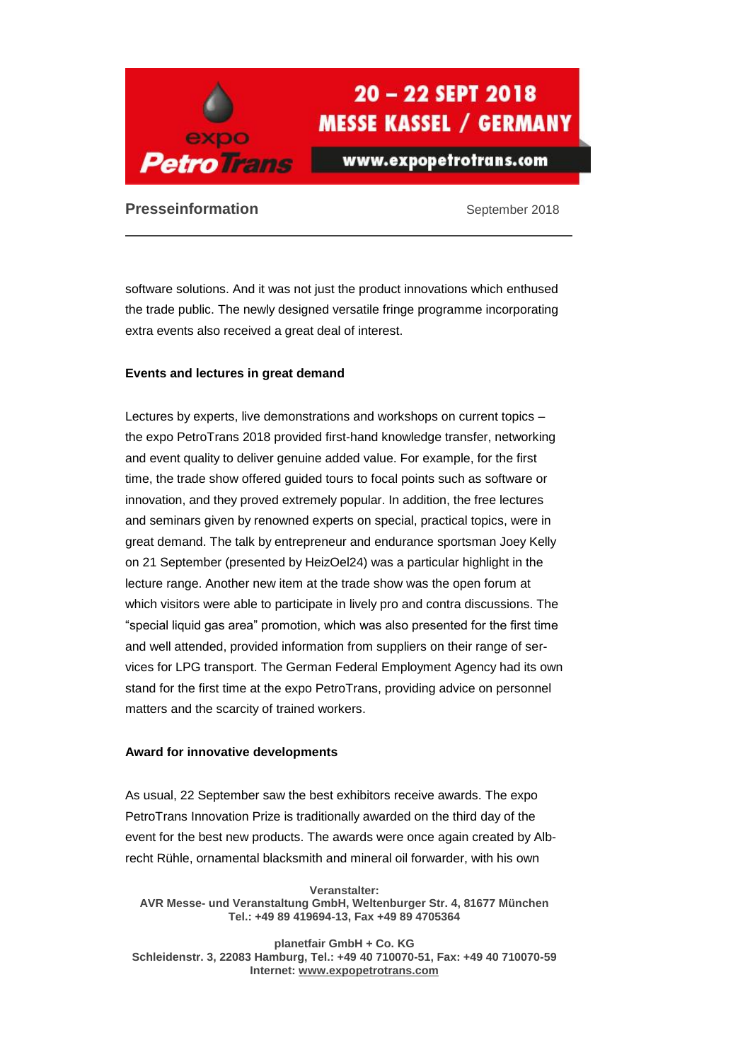software solutions. And it was not just the product innovations which enthused the trade public. The newly designed versatile fringe programme incorporating extra events also received a great deal of interest.

**Events and lectures in great demand**

Lectures by experts, live demonstrations and workshops on current topics – the expo PetroTrans 2018 provided first-hand knowledge transfer, networking and event quality to deliver genuine added value. For example, for the first time, the trade show offered guided tours to focal points such as software or innovation, and they proved extremely popular. In addition, the free lectures and seminars given by renowned experts on special, practical topics, were in great demand. The talk by entrepreneur and endurance sportsman Joey Kelly on 21 September (presented by HeizOel24) was a particular highlight in the lecture range. Another new item at the trade show was the open forum at which visitors were able to participate in lively pro and contra discussions. The "special liquid gas area" promotion, which was also presented for the first time and well attended, provided information from suppliers on their range of services for LPG transport. The German Federal Employment Agency had its own stand for the first time at the expo PetroTrans, providing advice on personnel matters and the scarcity of trained workers.

**Award for innovative developments**

As usual, 22 September saw the best exhibitors receive awards. The expo PetroTrans Innovation Prize is traditionally awarded on the third day of the event for the best new products. The awards were once again created by Albrecht Rühle, ornamental blacksmith and mineral oil forwarder, with his own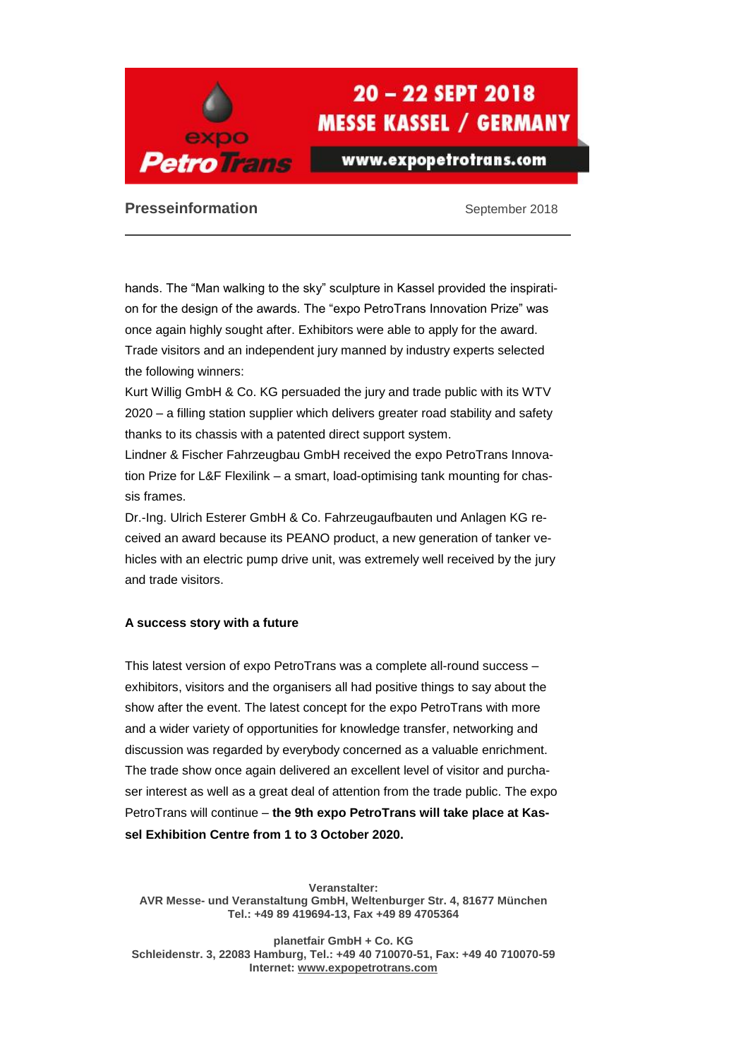hands. The “Man walking to the sky” sculpture in Kassel provided the inspiration for the design of the awards. The “expo PetroTrans Innovation Prize” was once again highly sought after. Exhibitors were able to apply for the award. Trade visitors and an independent jury manned by industry experts selected the following winners:

Kurt Willig GmbH & Co. KG persuaded the jury and trade public with its WTV 2020 – a filling station supplier which delivers greater road stability and safety thanks to its chassis with a patented direct support system.

Lindner & Fischer Fahrzeugbau GmbH received the expo PetroTrans Innovation Prize for L&F Flexilink – a smart, load-optimising tank mounting for chassis frames.

Dr.-Ing. Ulrich Esterer GmbH & Co. Fahrzeugaufbauten und Anlagen KG received an award because its PEANO product, a new generation of tanker vehicles with an electric pump drive unit, was extremely well received by the jury and trade visitors.

**A success story with a future**

This latest version of expo PetroTrans was a complete all-round success – exhibitors, visitors and the organisers all had positive things to say about the show after the event. The latest concept for the expo PetroTrans with more and a wider variety of opportunities for knowledge transfer, networking and discussion was regarded by everybody concerned as a valuable enrichment. The trade show once again delivered an excellent level of visitor and purchaser interest as well as a great deal of attention from the trade public. The expo PetroTrans will continue – **the 9th expo PetroTrans will take place at Kassel Exhibition Centre from 1 to 3 October 2020.**

**Veranstalter:**
**AVR Messe- und Veranstaltung GmbH, Weltenburger Str. 4, 81677 München**
**Tel.: +49 89 419694-13, Fax +49 89 4705364**

**planetfair GmbH + Co. KG**
**Schleidenstr. 3, 22083 Hamburg, Tel.: +49 40 710070-51, Fax: +49 40 710070-59**
**Internet: www.expopetrotrans.com**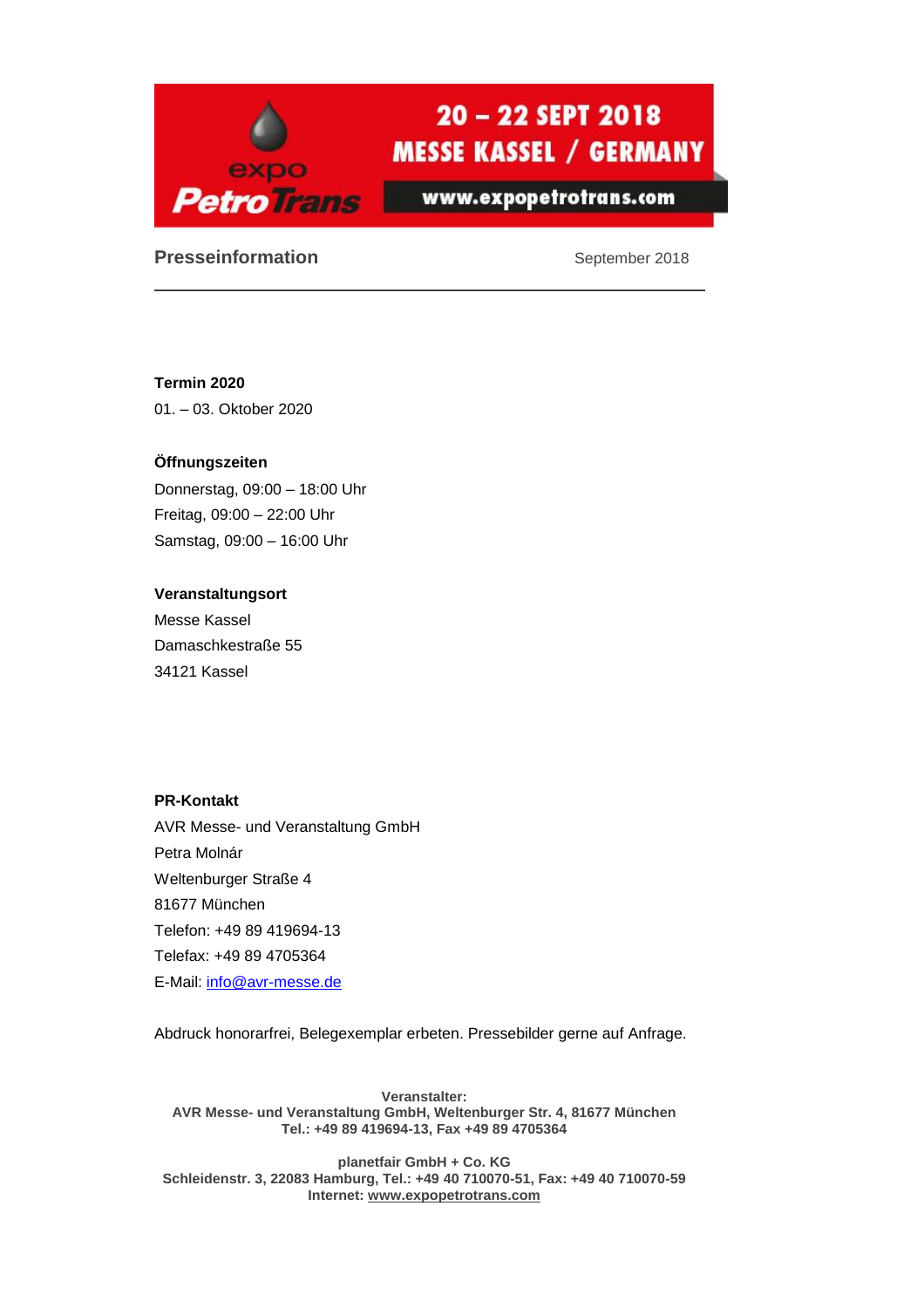expo PetroTrans

20 – 22 SEPT 2018
MESSE KASSEL / GERMANY

www.expopetrotrans.com

**Presseinformation** September 2018

---

**Termin 2020**
01. – 03. Oktober 2020

**Öffnungszeiten**
Donnerstag, 09:00 – 18:00 Uhr
Freitag, 09:00 – 22:00 Uhr
Samstag, 09:00 – 16:00 Uhr

**Veranstaltungsort**
Messe Kassel
Damaschkestraße 55
34121 Kassel

**PR-Kontakt**
AVR Messe- und Veranstaltung GmbH
Petra Molnár
Weltenburger Straße 4
81677 München
Telefon: +49 89 419694-13
Telefax: +49 89 4705364
E-Mail: info@avr-messe.de

Abdruck honorarfrei, Belegexemplar erbeten. Pressebilder gerne auf Anfrage.

**Veranstalter:**
**AVR Messe- und Veranstaltung GmbH, Weltenburger Str. 4, 81677 München**
**Tel.: +49 89 419694-13, Fax +49 89 4705364**

**planetfair GmbH + Co. KG**
**Schleidenstr. 3, 22083 Hamburg, Tel.: +49 40 710070-51, Fax: +49 40 710070-59**
**Internet: www.expopetrotrans.com**